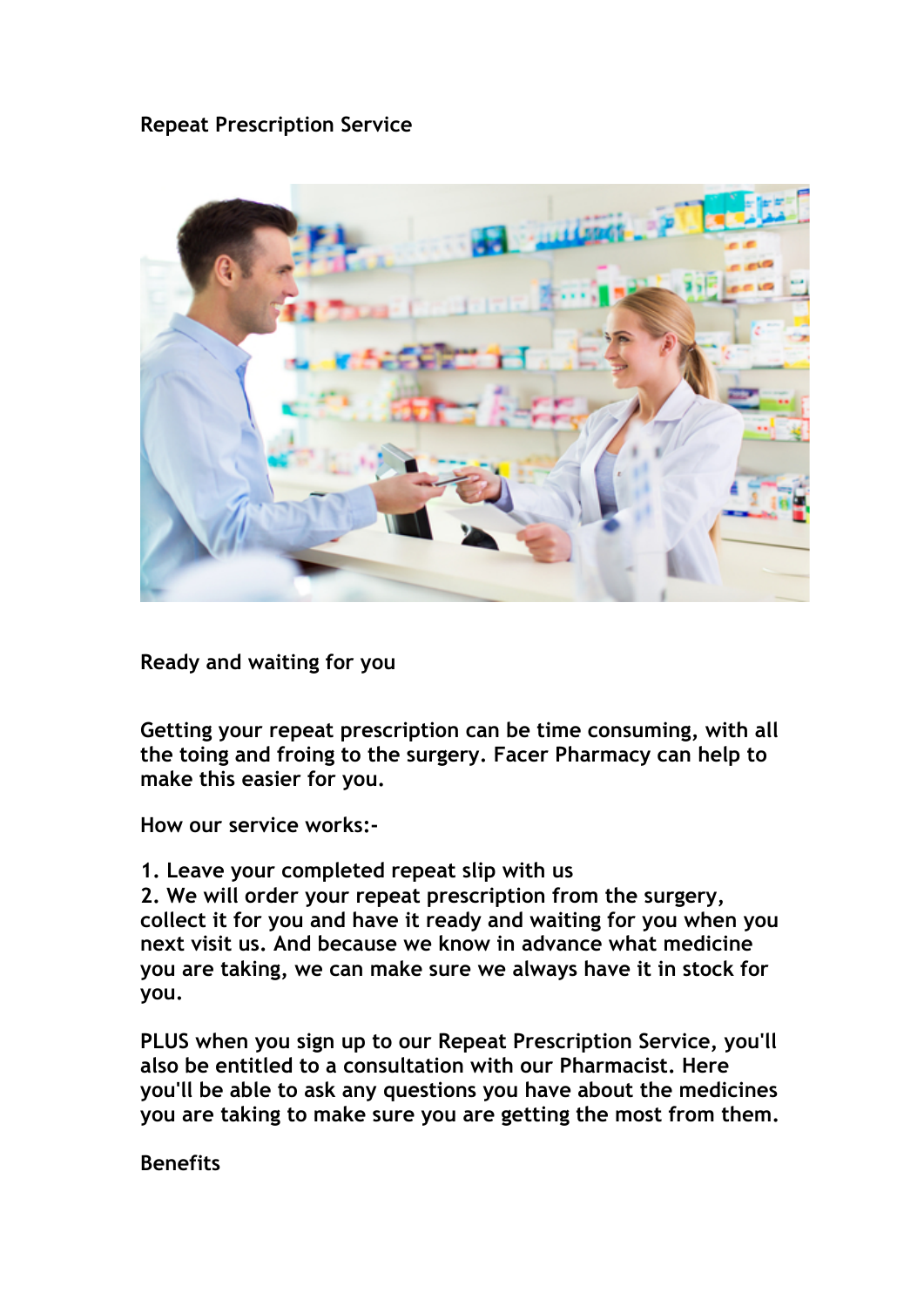# Repeat Prescription Service

## Ready and waiting for you

Getting your repeat prescription can be time consuming, with all the toing and froing to the surgery. Facer Pharmacy can help to make this easier for you.

How our service works:-

1. Leave your completed repeat slip with us
2. We will order your repeat prescription from the surgery, collect it for you and have it ready and waiting for you when you next visit us. And because we know in advance what medicine you are taking, we can make sure we always have it in stock for you.

PLUS when you sign up to our Repeat Prescription Service, you'll also be entitled to a consultation with our Pharmacist. Here you'll be able to ask any questions you have about the medicines you are taking to make sure you are getting the most from them.

## Benefits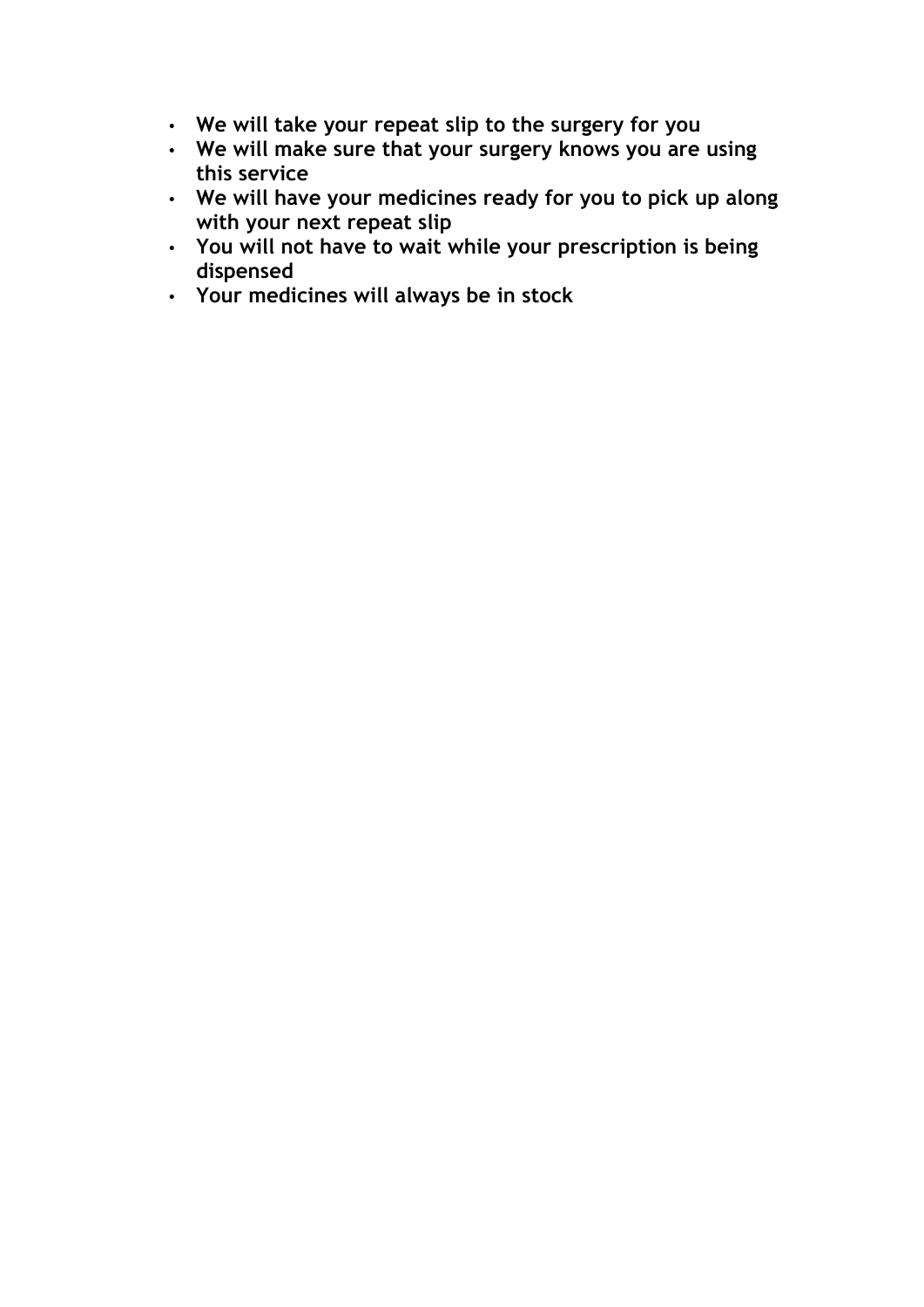- **We will take your repeat slip to the surgery for you**
- **We will make sure that your surgery knows you are using this service**
- **We will have your medicines ready for you to pick up along with your next repeat slip**
- **You will not have to wait while your prescription is being dispensed**
- **Your medicines will always be in stock**